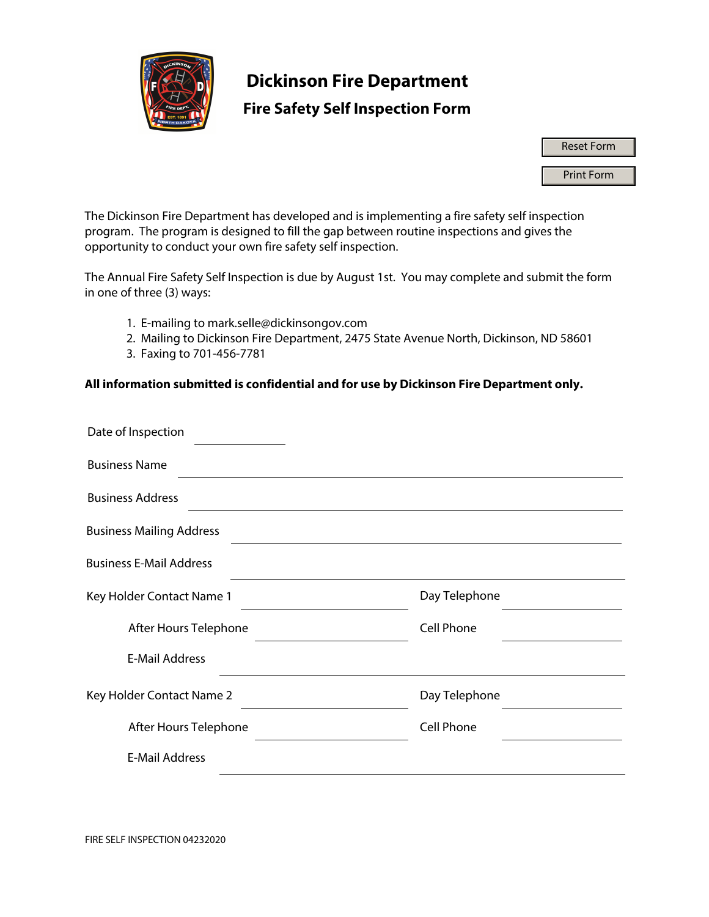# Dickinson Fire Department

## Fire Safety Self Inspection Form

Reset Form

Print Form

The Dickinson Fire Department has developed and is implementing a fire safety self inspection program. The program is designed to fill the gap between routine inspections and gives the opportunity to conduct your own fire safety self inspection.

The Annual Fire Safety Self Inspection is due by August 1st. You may complete and submit the form in one of three (3) ways:

1. E-mailing to mark.selle@dickinsongov.com
2. Mailing to Dickinson Fire Department, 2475 State Avenue North, Dickinson, ND 58601
3. Faxing to 701-456-7781

**All information submitted is confidential and for use by Dickinson Fire Department only.**

Date of Inspection \_\_\_\_\_\_\_\_\_\_

Business Name \_\_\_\_\_\_\_\_\_\_

Business Address \_\_\_\_\_\_\_\_\_\_

Business Mailing Address \_\_\_\_\_\_\_\_\_\_

Business E-Mail Address \_\_\_\_\_\_\_\_\_\_

Key Holder Contact Name 1 \_\_\_\_\_\_\_\_\_\_ Day Telephone \_\_\_\_\_\_\_\_\_\_

After Hours Telephone \_\_\_\_\_\_\_\_\_\_ Cell Phone \_\_\_\_\_\_\_\_\_\_

E-Mail Address \_\_\_\_\_\_\_\_\_\_

Key Holder Contact Name 2 \_\_\_\_\_\_\_\_\_\_ Day Telephone \_\_\_\_\_\_\_\_\_\_

After Hours Telephone \_\_\_\_\_\_\_\_\_\_ Cell Phone \_\_\_\_\_\_\_\_\_\_

E-Mail Address \_\_\_\_\_\_\_\_\_\_

FIRE SELF INSPECTION 04232020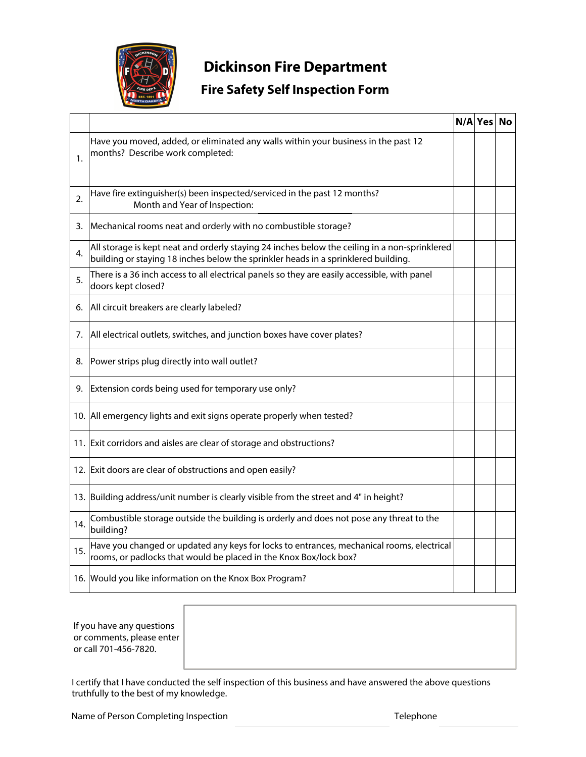# Dickinson Fire Department

## Fire Safety Self Inspection Form

| | | N/A | Yes | No |
|---|---|---|---|---|
| 1. | Have you moved, added, or eliminated any walls within your business in the past 12 months? Describe work completed: | | | |
| 2. | Have fire extinguisher(s) been inspected/serviced in the past 12 months? Month and Year of Inspection: ________ | | | |
| 3. | Mechanical rooms neat and orderly with no combustible storage? | | | |
| 4. | All storage is kept neat and orderly staying 24 inches below the ceiling in a non-sprinklered building or staying 18 inches below the sprinkler heads in a sprinklered building. | | | |
| 5. | There is a 36 inch access to all electrical panels so they are easily accessible, with panel doors kept closed? | | | |
| 6. | All circuit breakers are clearly labeled? | | | |
| 7. | All electrical outlets, switches, and junction boxes have cover plates? | | | |
| 8. | Power strips plug directly into wall outlet? | | | |
| 9. | Extension cords being used for temporary use only? | | | |
| 10. | All emergency lights and exit signs operate properly when tested? | | | |
| 11. | Exit corridors and aisles are clear of storage and obstructions? | | | |
| 12. | Exit doors are clear of obstructions and open easily? | | | |
| 13. | Building address/unit number is clearly visible from the street and 4" in height? | | | |
| 14. | Combustible storage outside the building is orderly and does not pose any threat to the building? | | | |
| 15. | Have you changed or updated any keys for locks to entrances, mechanical rooms, electrical rooms, or padlocks that would be placed in the Knox Box/lock box? | | | |
| 16. | Would you like information on the Knox Box Program? | | | |

If you have any questions or comments, please enter or call 701-456-7820.

I certify that I have conducted the self inspection of this business and have answered the above questions truthfully to the best of my knowledge.

Name of Person Completing Inspection ____________________ Telephone ____________